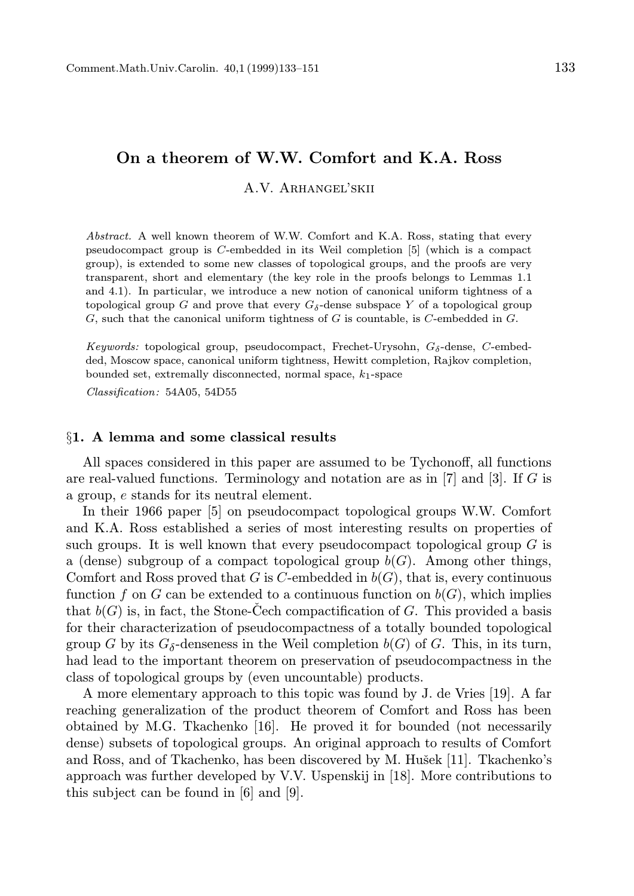# On a theorem of W.W. Comfort and K.A. Ross

A.V. Arhangel'skii

*Abstract.* A well known theorem of W.W. Comfort and K.A. Ross, stating that every pseudocompact group is $C$-embedded in its Weil completion [5] (which is a compact group), is extended to some new classes of topological groups, and the proofs are very transparent, short and elementary (the key role in the proofs belongs to Lemmas 1.1 and 4.1). In particular, we introduce a new notion of canonical uniform tightness of a topological group $G$ and prove that every $G_\delta$-dense subspace $Y$ of a topological group $G$, such that the canonical uniform tightness of $G$ is countable, is $C$-embedded in $G$.

*Keywords:* topological group, pseudocompact, Frechet-Urysohn, $G_\delta$-dense, $C$-embedded, Moscow space, canonical uniform tightness, Hewitt completion, Rajkov completion, bounded set, extremally disconnected, normal space, $k_1$-space

*Classification:* 54A05, 54D55

## §1. A lemma and some classical results

All spaces considered in this paper are assumed to be Tychonoff, all functions are real-valued functions. Terminology and notation are as in [7] and [3]. If $G$ is a group, $e$ stands for its neutral element.

In their 1966 paper [5] on pseudocompact topological groups W.W. Comfort and K.A. Ross established a series of most interesting results on properties of such groups. It is well known that every pseudocompact topological group $G$ is a (dense) subgroup of a compact topological group $b(G)$. Among other things, Comfort and Ross proved that $G$ is $C$-embedded in $b(G)$, that is, every continuous function $f$ on $G$ can be extended to a continuous function on $b(G)$, which implies that $b(G)$ is, in fact, the Stone-Čech compactification of $G$. This provided a basis for their characterization of pseudocompactness of a totally bounded topological group $G$ by its $G_\delta$-denseness in the Weil completion $b(G)$ of $G$. This, in its turn, had lead to the important theorem on preservation of pseudocompactness in the class of topological groups by (even uncountable) products.

A more elementary approach to this topic was found by J. de Vries [19]. A far reaching generalization of the product theorem of Comfort and Ross has been obtained by M.G. Tkachenko [16]. He proved it for bounded (not necessarily dense) subsets of topological groups. An original approach to results of Comfort and Ross, and of Tkachenko, has been discovered by M. Hušek [11]. Tkachenko's approach was further developed by V.V. Uspenskij in [18]. More contributions to this subject can be found in [6] and [9].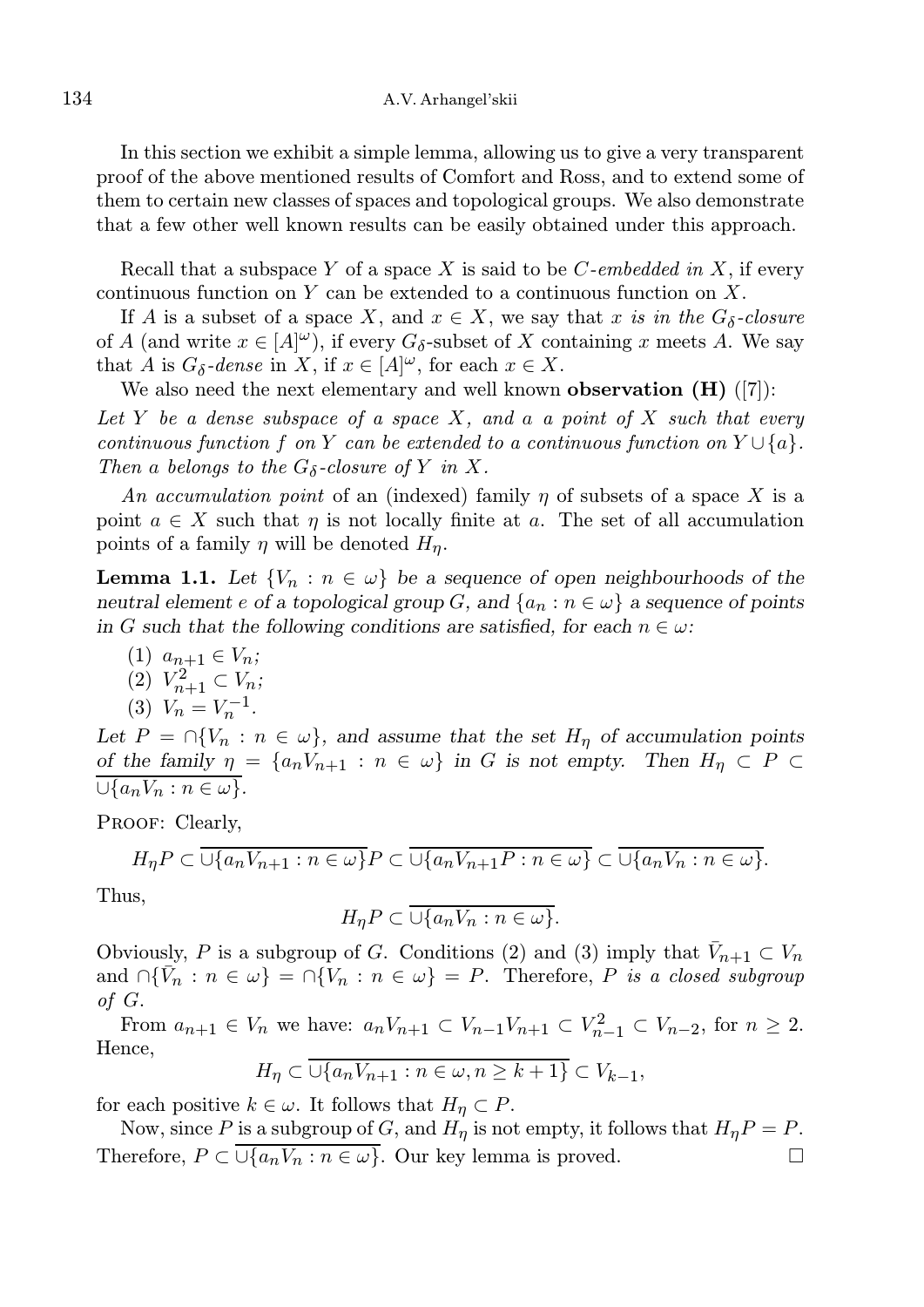In this section we exhibit a simple lemma, allowing us to give a very transparent proof of the above mentioned results of Comfort and Ross, and to extend some of them to certain new classes of spaces and topological groups. We also demonstrate that a few other well known results can be easily obtained under this approach.

Recall that a subspace $Y$ of a space $X$ is said to be *$C$-embedded in $X$*, if every continuous function on $Y$ can be extended to a continuous function on $X$.

If $A$ is a subset of a space $X$, and $x \in X$, we say that *$x$ is in the $G_\delta$-closure* of $A$ (and write $x \in [A]^\omega$), if every $G_\delta$-subset of $X$ containing $x$ meets $A$. We say that $A$ is *$G_\delta$-dense* in $X$, if $x \in [A]^\omega$, for each $x \in X$.

We also need the next elementary and well known **observation (H)** ([7]):

*Let $Y$ be a dense subspace of a space $X$, and $a$ a point of $X$ such that every continuous function $f$ on $Y$ can be extended to a continuous function on $Y \cup \{a\}$. Then $a$ belongs to the $G_\delta$-closure of $Y$ in $X$.*

*An accumulation point* of an (indexed) family $\eta$ of subsets of a space $X$ is a point $a \in X$ such that $\eta$ is not locally finite at $a$. The set of all accumulation points of a family $\eta$ will be denoted $H_\eta$.

**Lemma 1.1.** *Let $\{V_n : n \in \omega\}$ be a sequence of open neighbourhoods of the neutral element $e$ of a topological group $G$, and $\{a_n : n \in \omega\}$ a sequence of points in $G$ such that the following conditions are satisfied, for each $n \in \omega$:*

(1) $a_{n+1} \in V_n$;
(2) $V_{n+1}^2 \subset V_n$;
(3) $V_n = V_n^{-1}$.

*Let $P = \cap\{V_n : n \in \omega\}$, and assume that the set $H_\eta$ of accumulation points of the family $\eta = \{a_n V_{n+1} : n \in \omega\}$ in $G$ is not empty. Then $H_\eta \subset P \subset \overline{\cup\{a_n V_n : n \in \omega\}}$.*

Proof: Clearly,

$$H_\eta P \subset \overline{\cup\{a_n V_{n+1} : n \in \omega\}} P \subset \overline{\cup\{a_n V_{n+1} P : n \in \omega\}} \subset \overline{\cup\{a_n V_n : n \in \omega\}}.$$

Thus,

$$H_\eta P \subset \overline{\cup\{a_n V_n : n \in \omega\}}.$$

Obviously, $P$ is a subgroup of $G$. Conditions (2) and (3) imply that $\bar{V}_{n+1} \subset V_n$ and $\cap\{\bar{V}_n : n \in \omega\} = \cap\{V_n : n \in \omega\} = P$. Therefore, *$P$ is a closed subgroup of $G$*.

From $a_{n+1} \in V_n$ we have: $a_n V_{n+1} \subset V_{n-1} V_{n+1} \subset V_{n-1}^2 \subset V_{n-2}$, for $n \geq 2$. Hence,

$$H_\eta \subset \overline{\cup\{a_n V_{n+1} : n \in \omega, n \geq k+1\}} \subset V_{k-1},$$

for each positive $k \in \omega$. It follows that $H_\eta \subset P$.

Now, since $P$ is a subgroup of $G$, and $H_\eta$ is not empty, it follows that $H_\eta P = P$. Therefore, $P \subset \overline{\cup\{a_n V_n : n \in \omega\}}$. Our key lemma is proved. □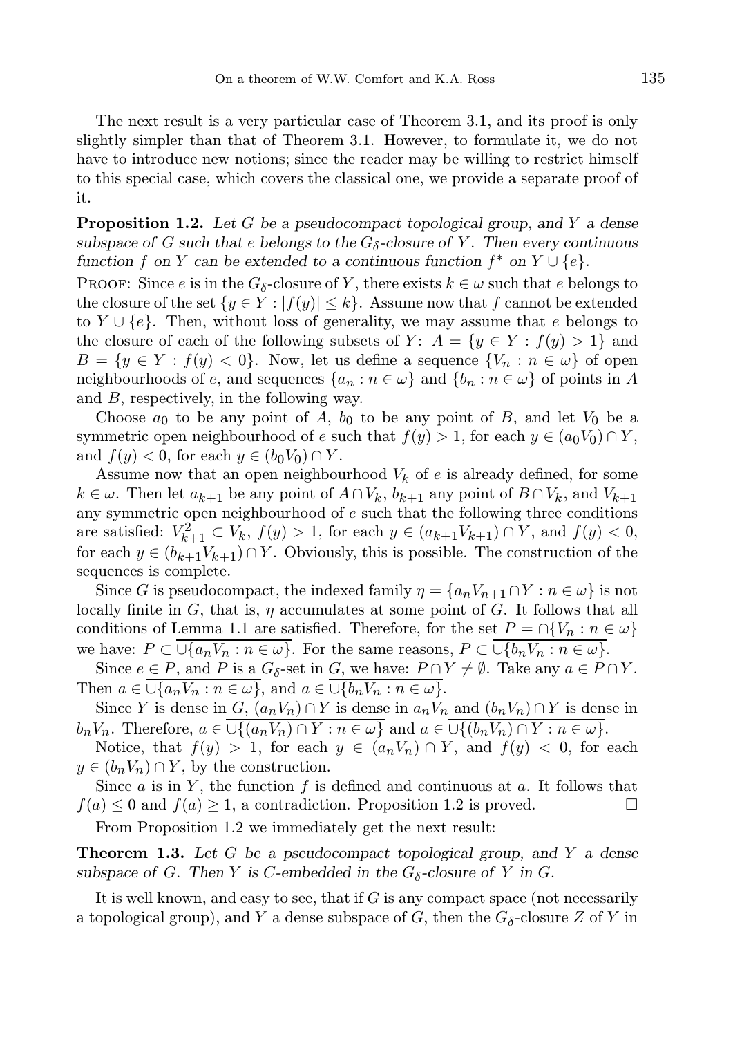The next result is a very particular case of Theorem 3.1, and its proof is only slightly simpler than that of Theorem 3.1. However, to formulate it, we do not have to introduce new notions; since the reader may be willing to restrict himself to this special case, which covers the classical one, we provide a separate proof of it.

**Proposition 1.2.** *Let $G$ be a pseudocompact topological group, and $Y$ a dense subspace of $G$ such that $e$ belongs to the $G_\delta$-closure of $Y$. Then every continuous function $f$ on $Y$ can be extended to a continuous function $f^*$ on $Y \cup \{e\}$.*

Proof: Since $e$ is in the $G_\delta$-closure of $Y$, there exists $k \in \omega$ such that $e$ belongs to the closure of the set $\{y \in Y : |f(y)| \leq k\}$. Assume now that $f$ cannot be extended to $Y \cup \{e\}$. Then, without loss of generality, we may assume that $e$ belongs to the closure of each of the following subsets of $Y$: $A = \{y \in Y : f(y) > 1\}$ and $B = \{y \in Y : f(y) < 0\}$. Now, let us define a sequence $\{V_n : n \in \omega\}$ of open neighbourhoods of $e$, and sequences $\{a_n : n \in \omega\}$ and $\{b_n : n \in \omega\}$ of points in $A$ and $B$, respectively, in the following way.

Choose $a_0$ to be any point of $A$, $b_0$ to be any point of $B$, and let $V_0$ be a symmetric open neighbourhood of $e$ such that $f(y) > 1$, for each $y \in (a_0 V_0) \cap Y$, and $f(y) < 0$, for each $y \in (b_0 V_0) \cap Y$.

Assume now that an open neighbourhood $V_k$ of $e$ is already defined, for some $k \in \omega$. Then let $a_{k+1}$ be any point of $A \cap V_k$, $b_{k+1}$ any point of $B \cap V_k$, and $V_{k+1}$ any symmetric open neighbourhood of $e$ such that the following three conditions are satisfied: $V_{k+1}^2 \subset V_k$, $f(y) > 1$, for each $y \in (a_{k+1} V_{k+1}) \cap Y$, and $f(y) < 0$, for each $y \in (b_{k+1} V_{k+1}) \cap Y$. Obviously, this is possible. The construction of the sequences is complete.

Since $G$ is pseudocompact, the indexed family $\eta = \{a_n V_{n+1} \cap Y : n \in \omega\}$ is not locally finite in $G$, that is, $\eta$ accumulates at some point of $G$. It follows that all conditions of Lemma 1.1 are satisfied. Therefore, for the set $P = \cap\{V_n : n \in \omega\}$ we have: $P \subset \overline{\cup\{a_n V_n : n \in \omega\}}$. For the same reasons, $P \subset \overline{\cup\{b_n V_n : n \in \omega\}}$.

Since $e \in P$, and $P$ is a $G_\delta$-set in $G$, we have: $P \cap Y \neq \emptyset$. Take any $a \in P \cap Y$. Then $a \in \overline{\cup\{a_n V_n : n \in \omega\}}$, and $a \in \overline{\cup\{b_n V_n : n \in \omega\}}$.

Since $Y$ is dense in $G$, $(a_n V_n) \cap Y$ is dense in $a_n V_n$ and $(b_n V_n) \cap Y$ is dense in $b_n V_n$. Therefore, $a \in \overline{\cup\{(a_n V_n) \cap Y : n \in \omega\}}$ and $a \in \overline{\cup\{(b_n V_n) \cap Y : n \in \omega\}}$.

Notice, that $f(y) > 1$, for each $y \in (a_n V_n) \cap Y$, and $f(y) < 0$, for each $y \in (b_n V_n) \cap Y$, by the construction.

Since $a$ is in $Y$, the function $f$ is defined and continuous at $a$. It follows that $f(a) \leq 0$ and $f(a) \geq 1$, a contradiction. Proposition 1.2 is proved. $\square$

From Proposition 1.2 we immediately get the next result:

**Theorem 1.3.** *Let $G$ be a pseudocompact topological group, and $Y$ a dense subspace of $G$. Then $Y$ is $C$-embedded in the $G_\delta$-closure of $Y$ in $G$.*

It is well known, and easy to see, that if $G$ is any compact space (not necessarily a topological group), and $Y$ a dense subspace of $G$, then the $G_\delta$-closure $Z$ of $Y$ in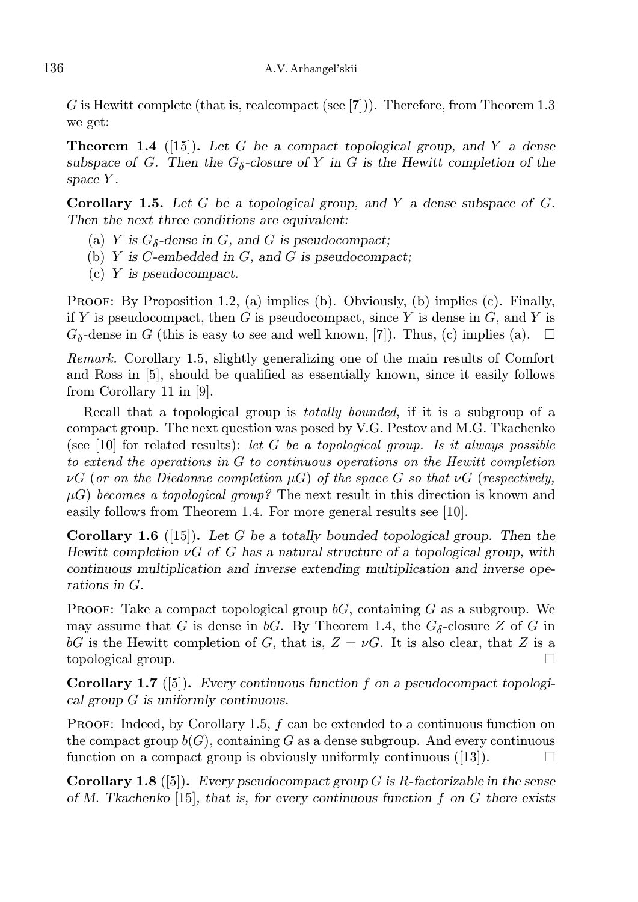$G$ is Hewitt complete (that is, realcompact (see [7])). Therefore, from Theorem 1.3 we get:

**Theorem 1.4** ([15]). *Let $G$ be a compact topological group, and $Y$ a dense subspace of $G$. Then the $G_\delta$-closure of $Y$ in $G$ is the Hewitt completion of the space $Y$.*

**Corollary 1.5.** *Let $G$ be a topological group, and $Y$ a dense subspace of $G$. Then the next three conditions are equivalent:*

(a) *$Y$ is $G_\delta$-dense in $G$, and $G$ is pseudocompact;*
(b) *$Y$ is $C$-embedded in $G$, and $G$ is pseudocompact;*
(c) *$Y$ is pseudocompact.*

Proof: By Proposition 1.2, (a) implies (b). Obviously, (b) implies (c). Finally, if $Y$ is pseudocompact, then $G$ is pseudocompact, since $Y$ is dense in $G$, and $Y$ is $G_\delta$-dense in $G$ (this is easy to see and well known, [7]). Thus, (c) implies (a). □

*Remark.* Corollary 1.5, slightly generalizing one of the main results of Comfort and Ross in [5], should be qualified as essentially known, since it easily follows from Corollary 11 in [9].

Recall that a topological group is *totally bounded*, if it is a subgroup of a compact group. The next question was posed by V.G. Pestov and M.G. Tkachenko (see [10] for related results): *let $G$ be a topological group. Is it always possible to extend the operations in $G$ to continuous operations on the Hewitt completion $\nu G$ (or on the Diedonne completion $\mu G$) of the space $G$ so that $\nu G$ (respectively, $\mu G$) becomes a topological group?* The next result in this direction is known and easily follows from Theorem 1.4. For more general results see [10].

**Corollary 1.6** ([15]). *Let $G$ be a totally bounded topological group. Then the Hewitt completion $\nu G$ of $G$ has a natural structure of a topological group, with continuous multiplication and inverse extending multiplication and inverse operations in $G$.*

Proof: Take a compact topological group $bG$, containing $G$ as a subgroup. We may assume that $G$ is dense in $bG$. By Theorem 1.4, the $G_\delta$-closure $Z$ of $G$ in $bG$ is the Hewitt completion of $G$, that is, $Z = \nu G$. It is also clear, that $Z$ is a topological group. □

**Corollary 1.7** ([5]). *Every continuous function $f$ on a pseudocompact topological group $G$ is uniformly continuous.*

Proof: Indeed, by Corollary 1.5, $f$ can be extended to a continuous function on the compact group $b(G)$, containing $G$ as a dense subgroup. And every continuous function on a compact group is obviously uniformly continuous ([13]). □

**Corollary 1.8** ([5]). *Every pseudocompact group $G$ is $R$-factorizable in the sense of M. Tkachenko* [15], *that is, for every continuous function $f$ on $G$ there exists*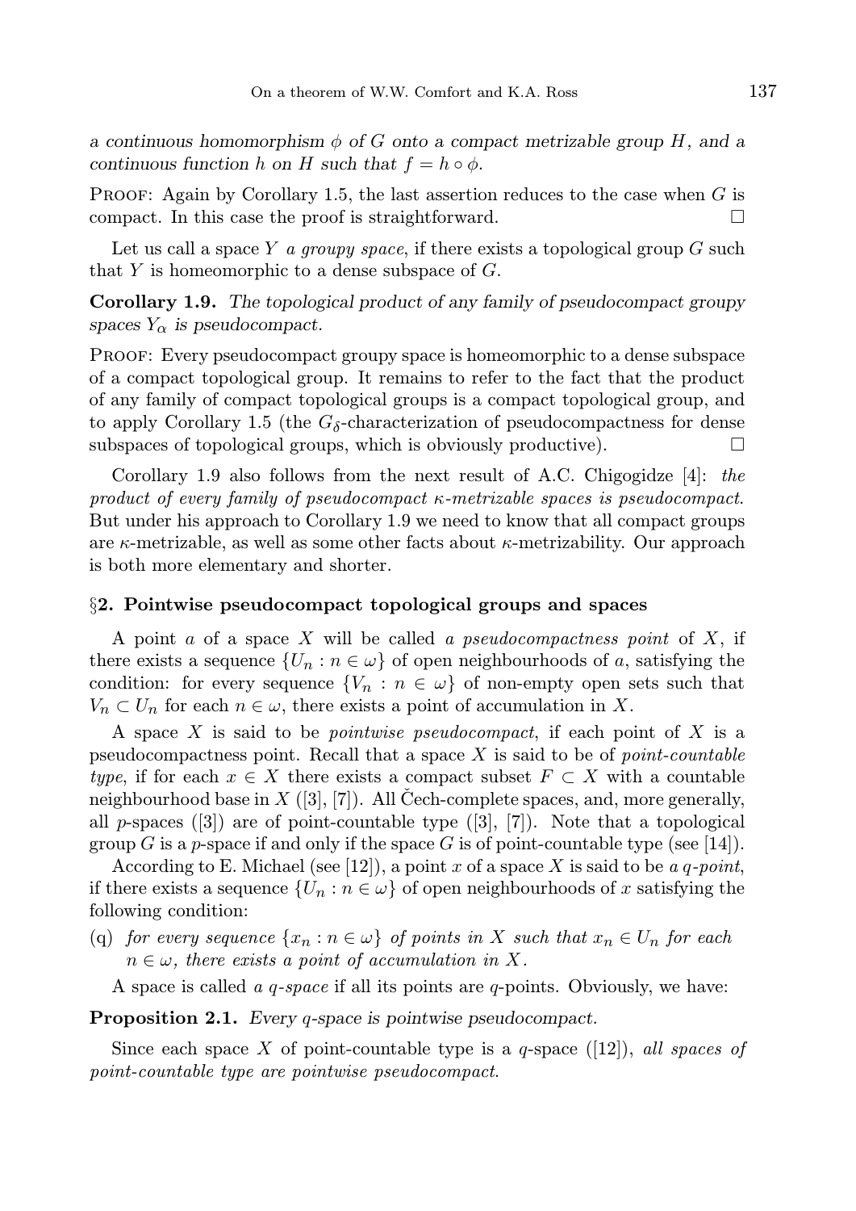*a continuous homomorphism $\phi$ of $G$ onto a compact metrizable group $H$, and a continuous function $h$ on $H$ such that $f = h \circ \phi$.*

Proof: Again by Corollary 1.5, the last assertion reduces to the case when $G$ is compact. In this case the proof is straightforward. □

Let us call a space $Y$ *a groupy space*, if there exists a topological group $G$ such that $Y$ is homeomorphic to a dense subspace of $G$.

**Corollary 1.9.** *The topological product of any family of pseudocompact groupy spaces $Y_\alpha$ is pseudocompact.*

Proof: Every pseudocompact groupy space is homeomorphic to a dense subspace of a compact topological group. It remains to refer to the fact that the product of any family of compact topological groups is a compact topological group, and to apply Corollary 1.5 (the $G_\delta$-characterization of pseudocompactness for dense subspaces of topological groups, which is obviously productive). □

Corollary 1.9 also follows from the next result of A.C. Chigogidze [4]: *the product of every family of pseudocompact $\kappa$-metrizable spaces is pseudocompact.* But under his approach to Corollary 1.9 we need to know that all compact groups are $\kappa$-metrizable, as well as some other facts about $\kappa$-metrizability. Our approach is both more elementary and shorter.

## §2. Pointwise pseudocompact topological groups and spaces

A point $a$ of a space $X$ will be called *a pseudocompactness point* of $X$, if there exists a sequence $\{U_n : n \in \omega\}$ of open neighbourhoods of $a$, satisfying the condition: for every sequence $\{V_n : n \in \omega\}$ of non-empty open sets such that $V_n \subset U_n$ for each $n \in \omega$, there exists a point of accumulation in $X$.

A space $X$ is said to be *pointwise pseudocompact*, if each point of $X$ is a pseudocompactness point. Recall that a space $X$ is said to be of *point-countable type*, if for each $x \in X$ there exists a compact subset $F \subset X$ with a countable neighbourhood base in $X$ ([3], [7]). All Čech-complete spaces, and, more generally, all $p$-spaces ([3]) are of point-countable type ([3], [7]). Note that a topological group $G$ is a $p$-space if and only if the space $G$ is of point-countable type (see [14]).

According to E. Michael (see [12]), a point $x$ of a space $X$ is said to be *a $q$-point*, if there exists a sequence $\{U_n : n \in \omega\}$ of open neighbourhoods of $x$ satisfying the following condition:

(q) *for every sequence $\{x_n : n \in \omega\}$ of points in $X$ such that $x_n \in U_n$ for each $n \in \omega$, there exists a point of accumulation in $X$.*

A space is called *a $q$-space* if all its points are $q$-points. Obviously, we have:

**Proposition 2.1.** *Every $q$-space is pointwise pseudocompact.*

Since each space $X$ of point-countable type is a $q$-space ([12]), *all spaces of point-countable type are pointwise pseudocompact*.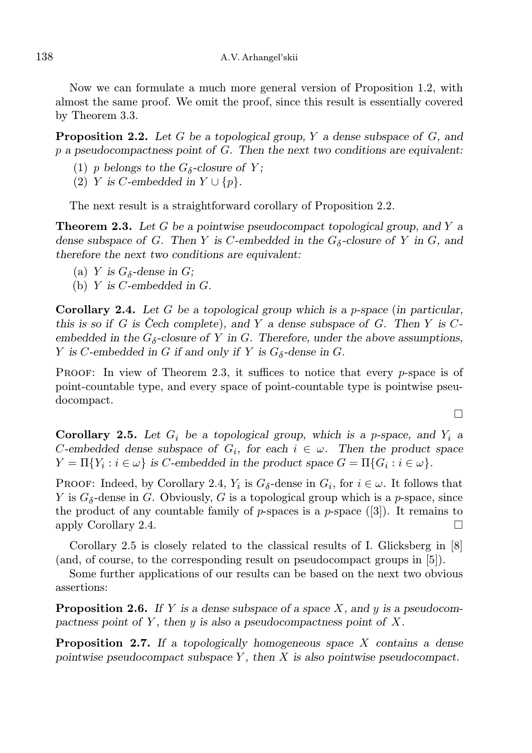Now we can formulate a much more general version of Proposition 1.2, with almost the same proof. We omit the proof, since this result is essentially covered by Theorem 3.3.

**Proposition 2.2.** *Let $G$ be a topological group, $Y$ a dense subspace of $G$, and $p$ a pseudocompactness point of $G$. Then the next two conditions are equivalent:*

(1) *$p$ belongs to the $G_\delta$-closure of $Y$;*
(2) *$Y$ is $C$-embedded in $Y \cup \{p\}$.*

The next result is a straightforward corollary of Proposition 2.2.

**Theorem 2.3.** *Let $G$ be a pointwise pseudocompact topological group, and $Y$ a dense subspace of $G$. Then $Y$ is $C$-embedded in the $G_\delta$-closure of $Y$ in $G$, and therefore the next two conditions are equivalent:*

(a) *$Y$ is $G_\delta$-dense in $G$;*
(b) *$Y$ is $C$-embedded in $G$.*

**Corollary 2.4.** *Let $G$ be a topological group which is a $p$-space (in particular, this is so if $G$ is Čech complete), and $Y$ a dense subspace of $G$. Then $Y$ is $C$-embedded in the $G_\delta$-closure of $Y$ in $G$. Therefore, under the above assumptions, $Y$ is $C$-embedded in $G$ if and only if $Y$ is $G_\delta$-dense in $G$.*

Proof: In view of Theorem 2.3, it suffices to notice that every $p$-space is of point-countable type, and every space of point-countable type is pointwise pseudocompact. □

**Corollary 2.5.** *Let $G_i$ be a topological group, which is a $p$-space, and $Y_i$ a $C$-embedded dense subspace of $G_i$, for each $i \in \omega$. Then the product space $Y = \Pi\{Y_i : i \in \omega\}$ is $C$-embedded in the product space $G = \Pi\{G_i : i \in \omega\}$.*

Proof: Indeed, by Corollary 2.4, $Y_i$ is $G_\delta$-dense in $G_i$, for $i \in \omega$. It follows that $Y$ is $G_\delta$-dense in $G$. Obviously, $G$ is a topological group which is a $p$-space, since the product of any countable family of $p$-spaces is a $p$-space ([3]). It remains to apply Corollary 2.4. □

Corollary 2.5 is closely related to the classical results of I. Glicksberg in [8] (and, of course, to the corresponding result on pseudocompact groups in [5]).

Some further applications of our results can be based on the next two obvious assertions:

**Proposition 2.6.** *If $Y$ is a dense subspace of a space $X$, and $y$ is a pseudocompactness point of $Y$, then $y$ is also a pseudocompactness point of $X$.*

**Proposition 2.7.** *If a topologically homogeneous space $X$ contains a dense pointwise pseudocompact subspace $Y$, then $X$ is also pointwise pseudocompact.*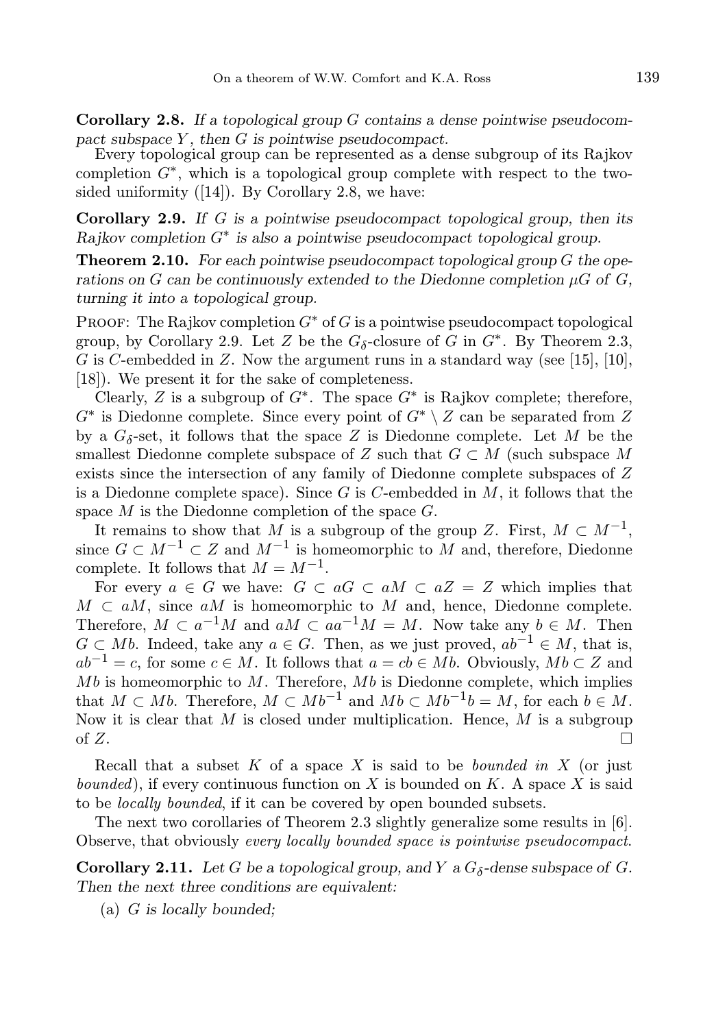**Corollary 2.8.** *If a topological group $G$ contains a dense pointwise pseudocompact subspace $Y$, then $G$ is pointwise pseudocompact.*

Every topological group can be represented as a dense subgroup of its Rajkov completion $G^*$, which is a topological group complete with respect to the two-sided uniformity ([14]). By Corollary 2.8, we have:

**Corollary 2.9.** *If $G$ is a pointwise pseudocompact topological group, then its Rajkov completion $G^*$ is also a pointwise pseudocompact topological group.*

**Theorem 2.10.** *For each pointwise pseudocompact topological group $G$ the operations on $G$ can be continuously extended to the Diedonne completion $\mu G$ of $G$, turning it into a topological group.*

Proof: The Rajkov completion $G^*$ of $G$ is a pointwise pseudocompact topological group, by Corollary 2.9. Let $Z$ be the $G_\delta$-closure of $G$ in $G^*$. By Theorem 2.3, $G$ is $C$-embedded in $Z$. Now the argument runs in a standard way (see [15], [10], [18]). We present it for the sake of completeness.

Clearly, $Z$ is a subgroup of $G^*$. The space $G^*$ is Rajkov complete; therefore, $G^*$ is Diedonne complete. Since every point of $G^* \setminus Z$ can be separated from $Z$ by a $G_\delta$-set, it follows that the space $Z$ is Diedonne complete. Let $M$ be the smallest Diedonne complete subspace of $Z$ such that $G \subset M$ (such subspace $M$ exists since the intersection of any family of Diedonne complete subspaces of $Z$ is a Diedonne complete space). Since $G$ is $C$-embedded in $M$, it follows that the space $M$ is the Diedonne completion of the space $G$.

It remains to show that $M$ is a subgroup of the group $Z$. First, $M \subset M^{-1}$, since $G \subset M^{-1} \subset Z$ and $M^{-1}$ is homeomorphic to $M$ and, therefore, Diedonne complete. It follows that $M = M^{-1}$.

For every $a \in G$ we have: $G \subset aG \subset aM \subset aZ = Z$ which implies that $M \subset aM$, since $aM$ is homeomorphic to $M$ and, hence, Diedonne complete. Therefore, $M \subset a^{-1}M$ and $aM \subset aa^{-1}M = M$. Now take any $b \in M$. Then $G \subset Mb$. Indeed, take any $a \in G$. Then, as we just proved, $ab^{-1} \in M$, that is, $ab^{-1} = c$, for some $c \in M$. It follows that $a = cb \in Mb$. Obviously, $Mb \subset Z$ and $Mb$ is homeomorphic to $M$. Therefore, $Mb$ is Diedonne complete, which implies that $M \subset Mb$. Therefore, $M \subset Mb^{-1}$ and $Mb \subset Mb^{-1}b = M$, for each $b \in M$. Now it is clear that $M$ is closed under multiplication. Hence, $M$ is a subgroup of $Z$. □

Recall that a subset $K$ of a space $X$ is said to be *bounded in* $X$ (or just *bounded*), if every continuous function on $X$ is bounded on $K$. A space $X$ is said to be *locally bounded*, if it can be covered by open bounded subsets.

The next two corollaries of Theorem 2.3 slightly generalize some results in [6]. Observe, that obviously *every locally bounded space is pointwise pseudocompact*.

**Corollary 2.11.** *Let $G$ be a topological group, and $Y$ a $G_\delta$-dense subspace of $G$. Then the next three conditions are equivalent:*

(a) *$G$ is locally bounded;*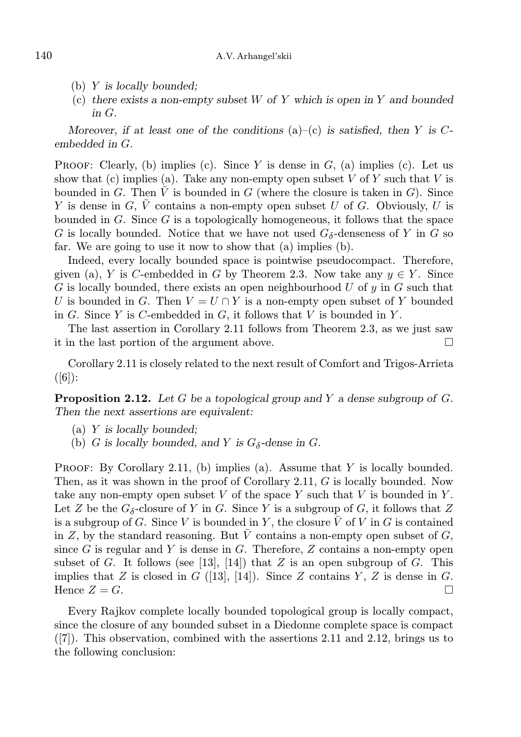- (b) *$Y$ is locally bounded;*
- (c) *there exists a non-empty subset $W$ of $Y$ which is open in $Y$ and bounded in $G$.*

*Moreover, if at least one of the conditions* (a)–(c) *is satisfied, then $Y$ is $C$-embedded in $G$.*

Proof: Clearly, (b) implies (c). Since $Y$ is dense in $G$, (a) implies (c). Let us show that (c) implies (a). Take any non-empty open subset $V$ of $Y$ such that $V$ is bounded in $G$. Then $\bar{V}$ is bounded in $G$ (where the closure is taken in $G$). Since $Y$ is dense in $G$, $\bar{V}$ contains a non-empty open subset $U$ of $G$. Obviously, $U$ is bounded in $G$. Since $G$ is a topologically homogeneous, it follows that the space $G$ is locally bounded. Notice that we have not used $G_\delta$-denseness of $Y$ in $G$ so far. We are going to use it now to show that (a) implies (b).

Indeed, every locally bounded space is pointwise pseudocompact. Therefore, given (a), $Y$ is $C$-embedded in $G$ by Theorem 2.3. Now take any $y \in Y$. Since $G$ is locally bounded, there exists an open neighbourhood $U$ of $y$ in $G$ such that $U$ is bounded in $G$. Then $V = U \cap Y$ is a non-empty open subset of $Y$ bounded in $G$. Since $Y$ is $C$-embedded in $G$, it follows that $V$ is bounded in $Y$.

The last assertion in Corollary 2.11 follows from Theorem 2.3, as we just saw it in the last portion of the argument above. □

Corollary 2.11 is closely related to the next result of Comfort and Trigos-Arrieta ([6]):

**Proposition 2.12.** *Let $G$ be a topological group and $Y$ a dense subgroup of $G$. Then the next assertions are equivalent:*

- (a) *$Y$ is locally bounded;*
- (b) *$G$ is locally bounded, and $Y$ is $G_\delta$-dense in $G$.*

Proof: By Corollary 2.11, (b) implies (a). Assume that $Y$ is locally bounded. Then, as it was shown in the proof of Corollary 2.11, $G$ is locally bounded. Now take any non-empty open subset $V$ of the space $Y$ such that $V$ is bounded in $Y$. Let $Z$ be the $G_\delta$-closure of $Y$ in $G$. Since $Y$ is a subgroup of $G$, it follows that $Z$ is a subgroup of $G$. Since $V$ is bounded in $Y$, the closure $\bar{V}$ of $V$ in $G$ is contained in $Z$, by the standard reasoning. But $\bar{V}$ contains a non-empty open subset of $G$, since $G$ is regular and $Y$ is dense in $G$. Therefore, $Z$ contains a non-empty open subset of $G$. It follows (see [13], [14]) that $Z$ is an open subgroup of $G$. This implies that $Z$ is closed in $G$ ([13], [14]). Since $Z$ contains $Y$, $Z$ is dense in $G$. Hence $Z = G$. □

Every Rajkov complete locally bounded topological group is locally compact, since the closure of any bounded subset in a Diedonne complete space is compact ([7]). This observation, combined with the assertions 2.11 and 2.12, brings us to the following conclusion: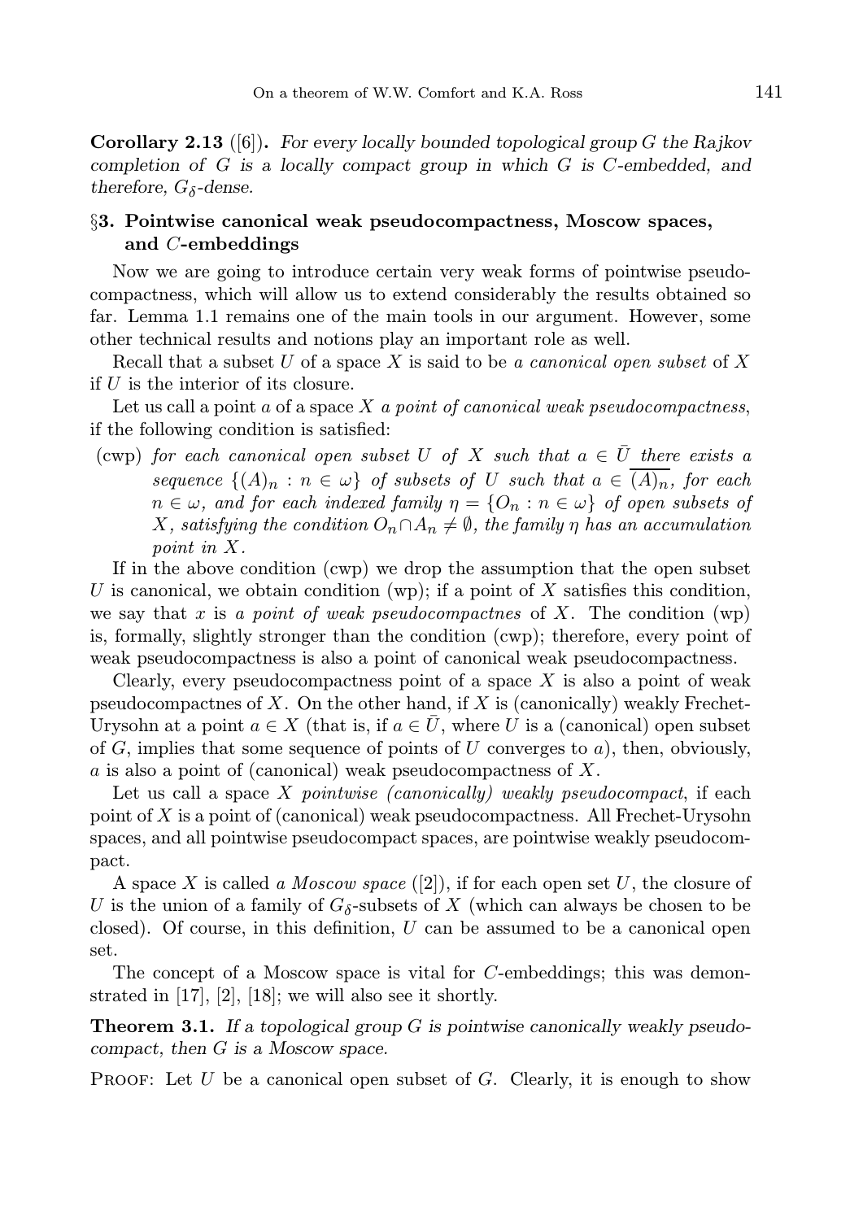**Corollary 2.13** ([6]). *For every locally bounded topological group $G$ the Rajkov completion of $G$ is a locally compact group in which $G$ is $C$-embedded, and therefore, $G_\delta$-dense.*

## §3. Pointwise canonical weak pseudocompactness, Moscow spaces, and $C$-embeddings

Now we are going to introduce certain very weak forms of pointwise pseudocompactness, which will allow us to extend considerably the results obtained so far. Lemma 1.1 remains one of the main tools in our argument. However, some other technical results and notions play an important role as well.

Recall that a subset $U$ of a space $X$ is said to be *a canonical open subset* of $X$ if $U$ is the interior of its closure.

Let us call a point $a$ of a space $X$ *a point of canonical weak pseudocompactness*, if the following condition is satisfied:

(cwp) *for each canonical open subset $U$ of $X$ such that $a \in \bar{U}$ there exists a sequence $\{(A)_n : n \in \omega\}$ of subsets of $U$ such that $a \in \overline{(A)_n}$, for each $n \in \omega$, and for each indexed family $\eta = \{O_n : n \in \omega\}$ of open subsets of $X$, satisfying the condition $O_n \cap A_n \neq \emptyset$, the family $\eta$ has an accumulation point in $X$.*

If in the above condition (cwp) we drop the assumption that the open subset $U$ is canonical, we obtain condition (wp); if a point of $X$ satisfies this condition, we say that $x$ is *a point of weak pseudocompactnes* of $X$. The condition (wp) is, formally, slightly stronger than the condition (cwp); therefore, every point of weak pseudocompactness is also a point of canonical weak pseudocompactness.

Clearly, every pseudocompactness point of a space $X$ is also a point of weak pseudocompactnes of $X$. On the other hand, if $X$ is (canonically) weakly Frechet-Urysohn at a point $a \in X$ (that is, if $a \in \bar{U}$, where $U$ is a (canonical) open subset of $G$, implies that some sequence of points of $U$ converges to $a$), then, obviously, $a$ is also a point of (canonical) weak pseudocompactness of $X$.

Let us call a space $X$ *pointwise (canonically) weakly pseudocompact*, if each point of $X$ is a point of (canonical) weak pseudocompactness. All Frechet-Urysohn spaces, and all pointwise pseudocompact spaces, are pointwise weakly pseudocompact.

A space $X$ is called *a Moscow space* ([2]), if for each open set $U$, the closure of $U$ is the union of a family of $G_\delta$-subsets of $X$ (which can always be chosen to be closed). Of course, in this definition, $U$ can be assumed to be a canonical open set.

The concept of a Moscow space is vital for $C$-embeddings; this was demonstrated in [17], [2], [18]; we will also see it shortly.

**Theorem 3.1.** *If a topological group $G$ is pointwise canonically weakly pseudocompact, then $G$ is a Moscow space.*

Proof: Let $U$ be a canonical open subset of $G$. Clearly, it is enough to show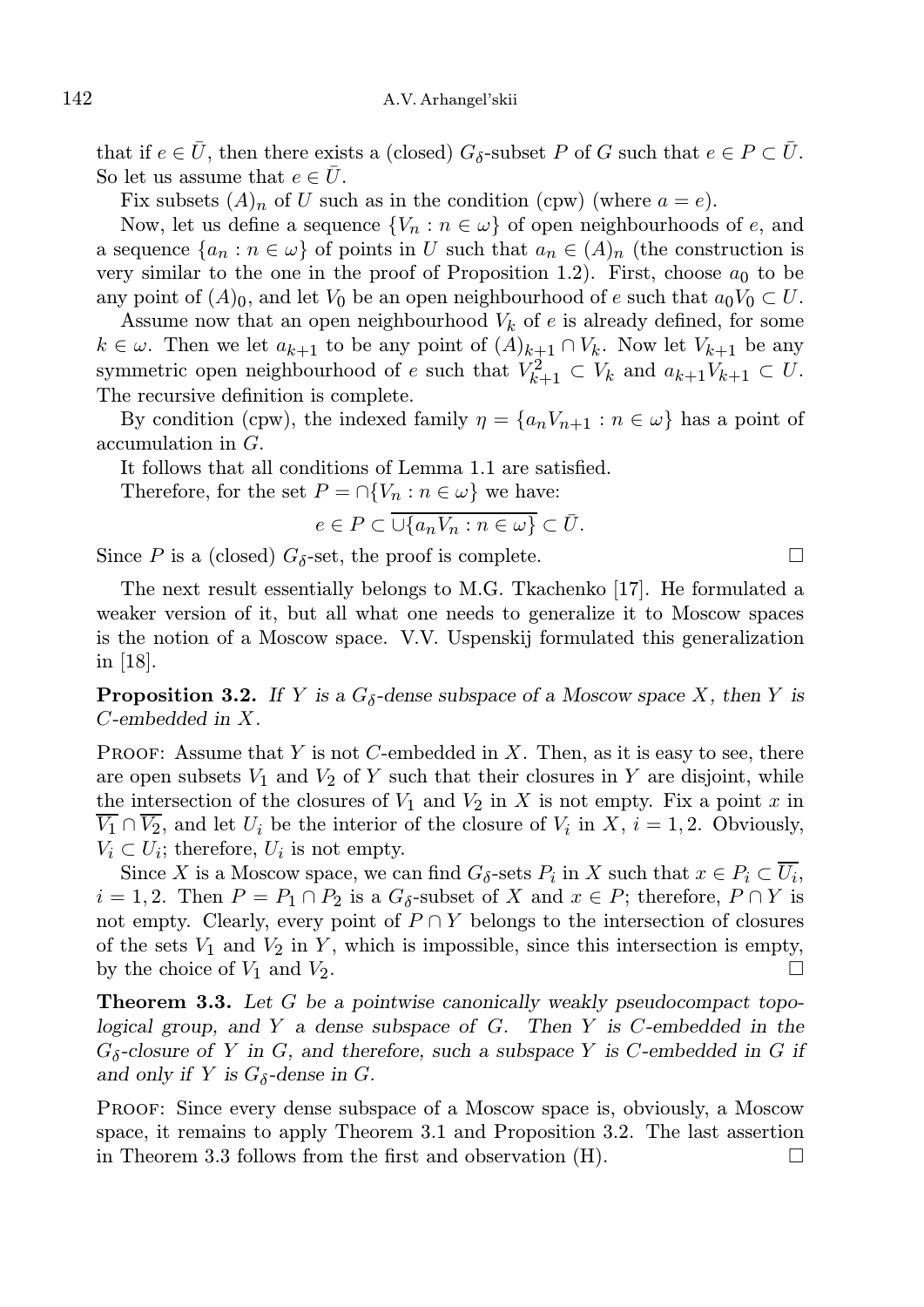that if $e \in \bar{U}$, then there exists a (closed) $G_\delta$-subset $P$ of $G$ such that $e \in P \subset \bar{U}$. So let us assume that $e \in \bar{U}$.

Fix subsets $(A)_n$ of $U$ such as in the condition (cpw) (where $a = e$).

Now, let us define a sequence $\{V_n : n \in \omega\}$ of open neighbourhoods of $e$, and a sequence $\{a_n : n \in \omega\}$ of points in $U$ such that $a_n \in (A)_n$ (the construction is very similar to the one in the proof of Proposition 1.2). First, choose $a_0$ to be any point of $(A)_0$, and let $V_0$ be an open neighbourhood of $e$ such that $a_0 V_0 \subset U$.

Assume now that an open neighbourhood $V_k$ of $e$ is already defined, for some $k \in \omega$. Then we let $a_{k+1}$ to be any point of $(A)_{k+1} \cap V_k$. Now let $V_{k+1}$ be any symmetric open neighbourhood of $e$ such that $V_{k+1}^2 \subset V_k$ and $a_{k+1} V_{k+1} \subset U$. The recursive definition is complete.

By condition (cpw), the indexed family $\eta = \{a_n V_{n+1} : n \in \omega\}$ has a point of accumulation in $G$.

It follows that all conditions of Lemma 1.1 are satisfied.

Therefore, for the set $P = \cap\{V_n : n \in \omega\}$ we have:

$$e \in P \subset \overline{\cup\{a_n V_n : n \in \omega\}} \subset \bar{U}.$$

Since $P$ is a (closed) $G_\delta$-set, the proof is complete. □

The next result essentially belongs to M.G. Tkachenko [17]. He formulated a weaker version of it, but all what one needs to generalize it to Moscow spaces is the notion of a Moscow space. V.V. Uspenskij formulated this generalization in [18].

**Proposition 3.2.** *If $Y$ is a $G_\delta$-dense subspace of a Moscow space $X$, then $Y$ is $C$-embedded in $X$.*

Proof: Assume that $Y$ is not $C$-embedded in $X$. Then, as it is easy to see, there are open subsets $V_1$ and $V_2$ of $Y$ such that their closures in $Y$ are disjoint, while the intersection of the closures of $V_1$ and $V_2$ in $X$ is not empty. Fix a point $x$ in $\overline{V_1} \cap \overline{V_2}$, and let $U_i$ be the interior of the closure of $V_i$ in $X$, $i = 1, 2$. Obviously, $V_i \subset U_i$; therefore, $U_i$ is not empty.

Since $X$ is a Moscow space, we can find $G_\delta$-sets $P_i$ in $X$ such that $x \in P_i \subset \overline{U_i}$, $i = 1, 2$. Then $P = P_1 \cap P_2$ is a $G_\delta$-subset of $X$ and $x \in P$; therefore, $P \cap Y$ is not empty. Clearly, every point of $P \cap Y$ belongs to the intersection of closures of the sets $V_1$ and $V_2$ in $Y$, which is impossible, since this intersection is empty, by the choice of $V_1$ and $V_2$. □

**Theorem 3.3.** *Let $G$ be a pointwise canonically weakly pseudocompact topological group, and $Y$ a dense subspace of $G$. Then $Y$ is $C$-embedded in the $G_\delta$-closure of $Y$ in $G$, and therefore, such a subspace $Y$ is $C$-embedded in $G$ if and only if $Y$ is $G_\delta$-dense in $G$.*

Proof: Since every dense subspace of a Moscow space is, obviously, a Moscow space, it remains to apply Theorem 3.1 and Proposition 3.2. The last assertion in Theorem 3.3 follows from the first and observation (H). □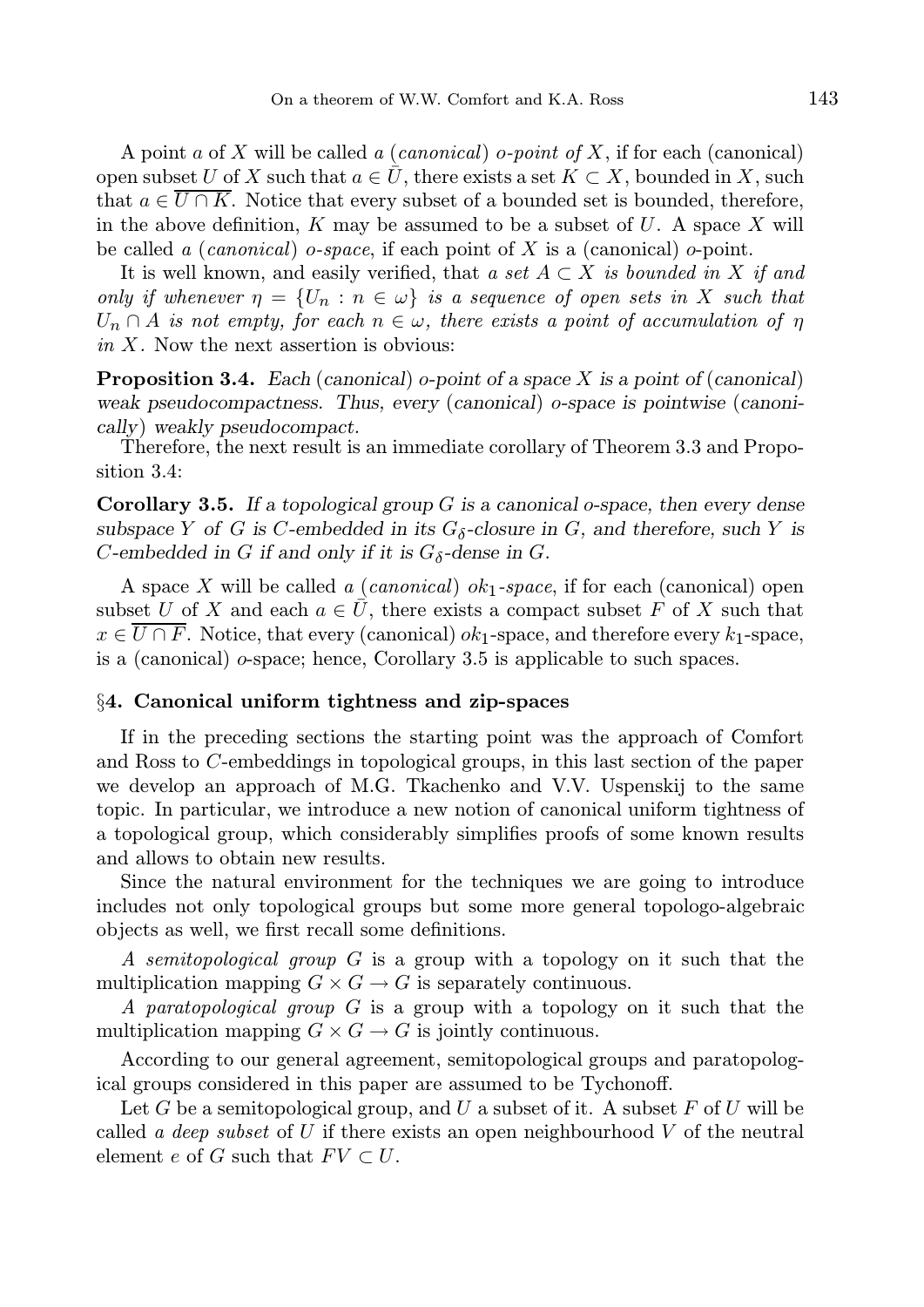A point $a$ of $X$ will be called *a* (*canonical*) *o-point of* $X$, if for each (canonical) open subset $U$ of $X$ such that $a \in \bar{U}$, there exists a set $K \subset X$, bounded in $X$, such that $a \in \overline{U \cap K}$. Notice that every subset of a bounded set is bounded, therefore, in the above definition, $K$ may be assumed to be a subset of $U$. A space $X$ will be called *a* (*canonical*) *o-space*, if each point of $X$ is a (canonical) $o$-point.

It is well known, and easily verified, that *a set $A \subset X$ is bounded in $X$ if and only if whenever $\eta = \{U_n : n \in \omega\}$ is a sequence of open sets in $X$ such that $U_n \cap A$ is not empty, for each $n \in \omega$, there exists a point of accumulation of $\eta$ in $X$.* Now the next assertion is obvious:

**Proposition 3.4.** *Each* (*canonical*) *o-point of a space $X$ is a point of* (*canonical*) *weak pseudocompactness. Thus, every* (*canonical*) *o-space is pointwise* (*canonically*) *weakly pseudocompact.*

Therefore, the next result is an immediate corollary of Theorem 3.3 and Proposition 3.4:

**Corollary 3.5.** *If a topological group $G$ is a canonical o-space, then every dense subspace $Y$ of $G$ is $C$-embedded in its $G_\delta$-closure in $G$, and therefore, such $Y$ is $C$-embedded in $G$ if and only if it is $G_\delta$-dense in $G$.*

A space $X$ will be called *a* (*canonical*) *$ok_1$-space*, if for each (canonical) open subset $U$ of $X$ and each $a \in \bar{U}$, there exists a compact subset $F$ of $X$ such that $x \in \overline{U \cap F}$. Notice, that every (canonical) $ok_1$-space, and therefore every $k_1$-space, is a (canonical) $o$-space; hence, Corollary 3.5 is applicable to such spaces.

## §4. Canonical uniform tightness and zip-spaces

If in the preceding sections the starting point was the approach of Comfort and Ross to $C$-embeddings in topological groups, in this last section of the paper we develop an approach of M.G. Tkachenko and V.V. Uspenskij to the same topic. In particular, we introduce a new notion of canonical uniform tightness of a topological group, which considerably simplifies proofs of some known results and allows to obtain new results.

Since the natural environment for the techniques we are going to introduce includes not only topological groups but some more general topologo-algebraic objects as well, we first recall some definitions.

*A semitopological group* $G$ is a group with a topology on it such that the multiplication mapping $G \times G \to G$ is separately continuous.

*A paratopological group* $G$ is a group with a topology on it such that the multiplication mapping $G \times G \to G$ is jointly continuous.

According to our general agreement, semitopological groups and paratopological groups considered in this paper are assumed to be Tychonoff.

Let $G$ be a semitopological group, and $U$ a subset of it. A subset $F$ of $U$ will be called *a deep subset* of $U$ if there exists an open neighbourhood $V$ of the neutral element $e$ of $G$ such that $FV \subset U$.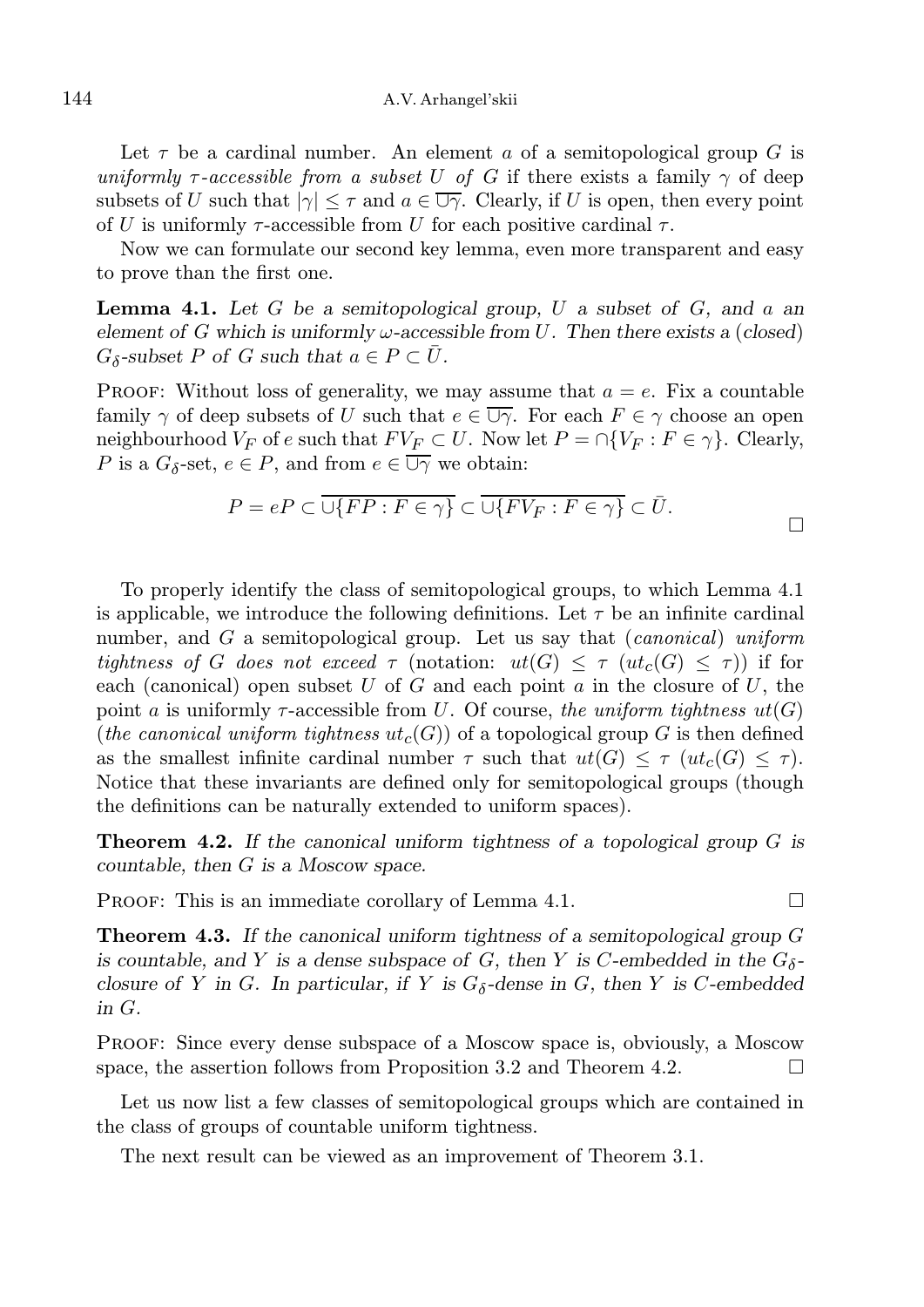Let $\tau$ be a cardinal number. An element $a$ of a semitopological group $G$ is *uniformly $\tau$-accessible from a subset $U$ of $G$* if there exists a family $\gamma$ of deep subsets of $U$ such that $|\gamma| \leq \tau$ and $a \in \overline{\cup\gamma}$. Clearly, if $U$ is open, then every point of $U$ is uniformly $\tau$-accessible from $U$ for each positive cardinal $\tau$.

Now we can formulate our second key lemma, even more transparent and easy to prove than the first one.

**Lemma 4.1.** *Let $G$ be a semitopological group, $U$ a subset of $G$, and $a$ an element of $G$ which is uniformly $\omega$-accessible from $U$. Then there exists a (closed) $G_\delta$-subset $P$ of $G$ such that $a \in P \subset \bar{U}$.*

Proof: Without loss of generality, we may assume that $a = e$. Fix a countable family $\gamma$ of deep subsets of $U$ such that $e \in \overline{\cup\gamma}$. For each $F \in \gamma$ choose an open neighbourhood $V_F$ of $e$ such that $FV_F \subset U$. Now let $P = \cap\{V_F : F \in \gamma\}$. Clearly, $P$ is a $G_\delta$-set, $e \in P$, and from $e \in \overline{\cup\gamma}$ we obtain:

$$P = eP \subset \overline{\cup\{FP : F \in \gamma\}} \subset \overline{\cup\{FV_F : F \in \gamma\}} \subset \bar{U}.$$

□

To properly identify the class of semitopological groups, to which Lemma 4.1 is applicable, we introduce the following definitions. Let $\tau$ be an infinite cardinal number, and $G$ a semitopological group. Let us say that (*canonical*) *uniform tightness of $G$ does not exceed $\tau$* (notation: $ut(G) \leq \tau$ ($ut_c(G) \leq \tau$)) if for each (canonical) open subset $U$ of $G$ and each point $a$ in the closure of $U$, the point $a$ is uniformly $\tau$-accessible from $U$. Of course, *the uniform tightness $ut(G)$* (*the canonical uniform tightness $ut_c(G)$*) of a topological group $G$ is then defined as the smallest infinite cardinal number $\tau$ such that $ut(G) \leq \tau$ ($ut_c(G) \leq \tau$). Notice that these invariants are defined only for semitopological groups (though the definitions can be naturally extended to uniform spaces).

**Theorem 4.2.** *If the canonical uniform tightness of a topological group $G$ is countable, then $G$ is a Moscow space.*

Proof: This is an immediate corollary of Lemma 4.1. □

**Theorem 4.3.** *If the canonical uniform tightness of a semitopological group $G$ is countable, and $Y$ is a dense subspace of $G$, then $Y$ is $C$-embedded in the $G_\delta$-closure of $Y$ in $G$. In particular, if $Y$ is $G_\delta$-dense in $G$, then $Y$ is $C$-embedded in $G$.*

Proof: Since every dense subspace of a Moscow space is, obviously, a Moscow space, the assertion follows from Proposition 3.2 and Theorem 4.2. □

Let us now list a few classes of semitopological groups which are contained in the class of groups of countable uniform tightness.

The next result can be viewed as an improvement of Theorem 3.1.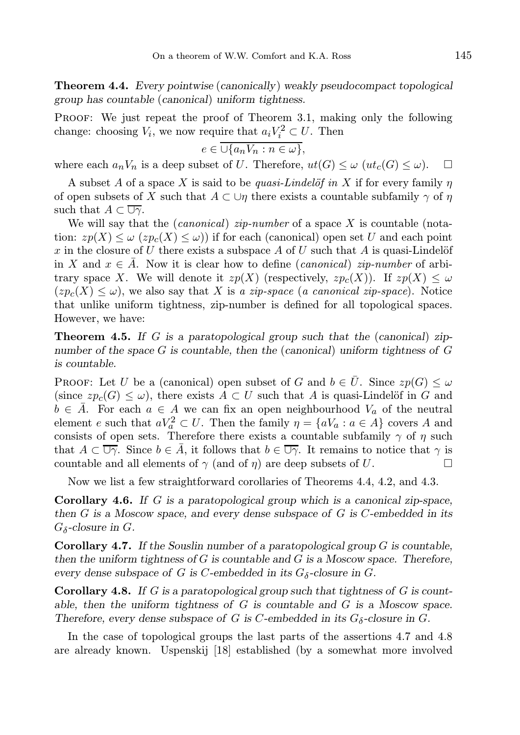**Theorem 4.4.** *Every pointwise* (*canonically*) *weakly pseudocompact topological group has countable* (*canonical*) *uniform tightness.*

Proof: We just repeat the proof of Theorem 3.1, making only the following change: choosing $V_i$, we now require that $a_i V_i^2 \subset U$. Then

$$e \in \overline{\cup\{a_n V_n : n \in \omega\}},$$

where each $a_n V_n$ is a deep subset of $U$. Therefore, $ut(G) \leq \omega$ ($ut_c(G) \leq \omega$). □

A subset $A$ of a space $X$ is said to be *quasi-Lindelöf in* $X$ if for every family $\eta$ of open subsets of $X$ such that $A \subset \cup\eta$ there exists a countable subfamily $\gamma$ of $\eta$ such that $A \subset \overline{\cup\gamma}$.

We will say that the (*canonical*) *zip-number* of a space $X$ is countable (notation: $zp(X) \leq \omega$ ($zp_c(X) \leq \omega$)) if for each (canonical) open set $U$ and each point $x$ in the closure of $U$ there exists a subspace $A$ of $U$ such that $A$ is quasi-Lindelöf in $X$ and $x \in \bar{A}$. Now it is clear how to define (*canonical*) *zip-number* of arbitrary space $X$. We will denote it $zp(X)$ (respectively, $zp_c(X)$). If $zp(X) \leq \omega$ ($zp_c(X) \leq \omega$), we also say that $X$ is *a zip-space* (*a canonical zip-space*). Notice that unlike uniform tightness, zip-number is defined for all topological spaces. However, we have:

**Theorem 4.5.** *If $G$ is a paratopological group such that the* (*canonical*) *zip-number of the space $G$ is countable, then the* (*canonical*) *uniform tightness of $G$ is countable.*

Proof: Let $U$ be a (canonical) open subset of $G$ and $b \in \bar{U}$. Since $zp(G) \leq \omega$ (since $zp_c(G) \leq \omega$), there exists $A \subset U$ such that $A$ is quasi-Lindelöf in $G$ and $b \in \bar{A}$. For each $a \in A$ we can fix an open neighbourhood $V_a$ of the neutral element $e$ such that $aV_a^2 \subset U$. Then the family $\eta = \{aV_a : a \in A\}$ covers $A$ and consists of open sets. Therefore there exists a countable subfamily $\gamma$ of $\eta$ such that $A \subset \overline{\cup\gamma}$. Since $b \in \bar{A}$, it follows that $b \in \overline{\cup\gamma}$. It remains to notice that $\gamma$ is countable and all elements of $\gamma$ (and of $\eta$) are deep subsets of $U$. □

Now we list a few straightforward corollaries of Theorems 4.4, 4.2, and 4.3.

**Corollary 4.6.** *If $G$ is a paratopological group which is a canonical zip-space, then $G$ is a Moscow space, and every dense subspace of $G$ is $C$-embedded in its $G_\delta$-closure in $G$.*

**Corollary 4.7.** *If the Souslin number of a paratopological group $G$ is countable, then the uniform tightness of $G$ is countable and $G$ is a Moscow space. Therefore, every dense subspace of $G$ is $C$-embedded in its $G_\delta$-closure in $G$.*

**Corollary 4.8.** *If $G$ is a paratopological group such that tightness of $G$ is countable, then the uniform tightness of $G$ is countable and $G$ is a Moscow space. Therefore, every dense subspace of $G$ is $C$-embedded in its $G_\delta$-closure in $G$.*

In the case of topological groups the last parts of the assertions 4.7 and 4.8 are already known. Uspenskij [18] established (by a somewhat more involved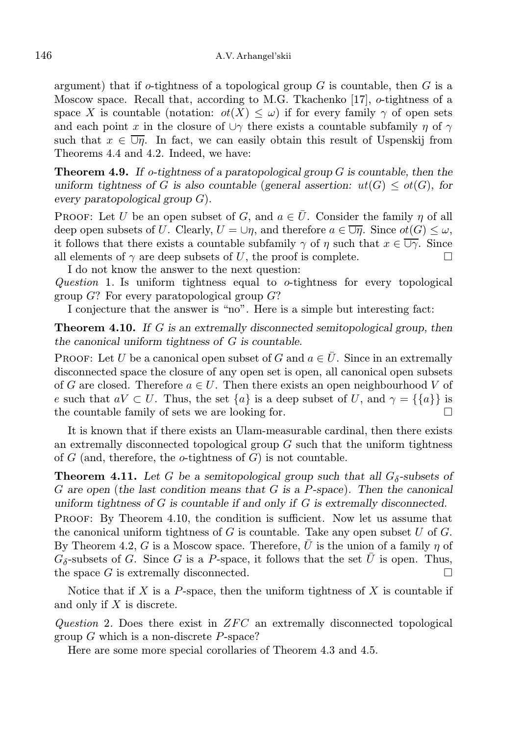argument) that if $o$-tightness of a topological group $G$ is countable, then $G$ is a Moscow space. Recall that, according to M.G. Tkachenko [17], $o$-tightness of a space $X$ is countable (notation: $ot(X) \leq \omega$) if for every family $\gamma$ of open sets and each point $x$ in the closure of $\cup\gamma$ there exists a countable subfamily $\eta$ of $\gamma$ such that $x \in \overline{\cup\eta}$. In fact, we can easily obtain this result of Uspenskij from Theorems 4.4 and 4.2. Indeed, we have:

**Theorem 4.9.** *If $o$-tightness of a paratopological group $G$ is countable, then the uniform tightness of $G$ is also countable* (*general assertion: $ut(G) \leq ot(G)$, for every paratopological group $G$*).

Proof: Let $U$ be an open subset of $G$, and $a \in \bar{U}$. Consider the family $\eta$ of all deep open subsets of $U$. Clearly, $U = \cup\eta$, and therefore $a \in \overline{\cup\eta}$. Since $ot(G) \leq \omega$, it follows that there exists a countable subfamily $\gamma$ of $\eta$ such that $x \in \overline{\cup\gamma}$. Since all elements of $\gamma$ are deep subsets of $U$, the proof is complete. □

I do not know the answer to the next question:

*Question* 1. Is uniform tightness equal to $o$-tightness for every topological group $G$? For every paratopological group $G$?

I conjecture that the answer is "no". Here is a simple but interesting fact:

**Theorem 4.10.** *If $G$ is an extremally disconnected semitopological group, then the canonical uniform tightness of $G$ is countable.*

Proof: Let $U$ be a canonical open subset of $G$ and $a \in \bar{U}$. Since in an extremally disconnected space the closure of any open set is open, all canonical open subsets of $G$ are closed. Therefore $a \in U$. Then there exists an open neighbourhood $V$ of $e$ such that $aV \subset U$. Thus, the set $\{a\}$ is a deep subset of $U$, and $\gamma = \{\{a\}\}$ is the countable family of sets we are looking for. □

It is known that if there exists an Ulam-measurable cardinal, then there exists an extremally disconnected topological group $G$ such that the uniform tightness of $G$ (and, therefore, the $o$-tightness of $G$) is not countable.

**Theorem 4.11.** *Let $G$ be a semitopological group such that all $G_\delta$-subsets of $G$ are open* (*the last condition means that $G$ is a $P$-space*)*. Then the canonical uniform tightness of $G$ is countable if and only if $G$ is extremally disconnected.*

Proof: By Theorem 4.10, the condition is sufficient. Now let us assume that the canonical uniform tightness of $G$ is countable. Take any open subset $U$ of $G$. By Theorem 4.2, $G$ is a Moscow space. Therefore, $\bar{U}$ is the union of a family $\eta$ of $G_\delta$-subsets of $G$. Since $G$ is a $P$-space, it follows that the set $\bar{U}$ is open. Thus, the space $G$ is extremally disconnected. □

Notice that if $X$ is a $P$-space, then the uniform tightness of $X$ is countable if and only if $X$ is discrete.

*Question* 2. Does there exist in $ZFC$ an extremally disconnected topological group $G$ which is a non-discrete $P$-space?

Here are some more special corollaries of Theorem 4.3 and 4.5.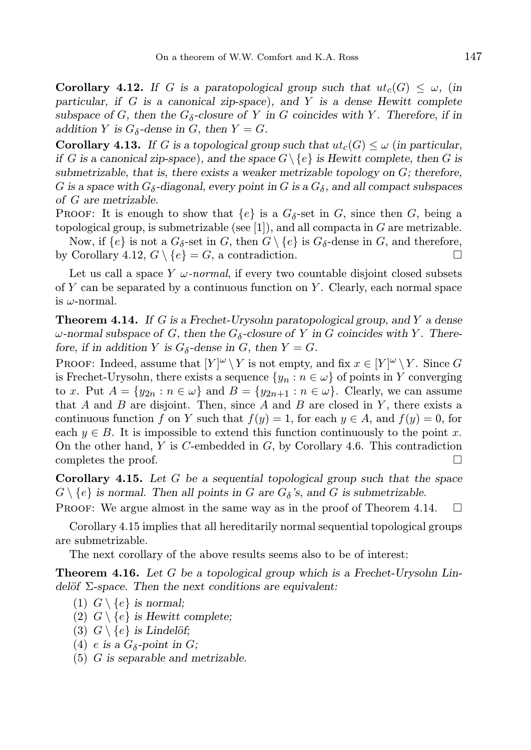**Corollary 4.12.** *If $G$ is a paratopological group such that $ut_c(G) \leq \omega$, (in particular, if $G$ is a canonical zip-space), and $Y$ is a dense Hewitt complete subspace of $G$, then the $G_\delta$-closure of $Y$ in $G$ coincides with $Y$. Therefore, if in addition $Y$ is $G_\delta$-dense in $G$, then $Y = G$.*

**Corollary 4.13.** *If $G$ is a topological group such that $ut_c(G) \leq \omega$ (in particular, if $G$ is a canonical zip-space), and the space $G \setminus \{e\}$ is Hewitt complete, then $G$ is submetrizable, that is, there exists a weaker metrizable topology on $G$; therefore, $G$ is a space with $G_\delta$-diagonal, every point in $G$ is a $G_\delta$, and all compact subspaces of $G$ are metrizable.*

Proof: It is enough to show that $\{e\}$ is a $G_\delta$-set in $G$, since then $G$, being a topological group, is submetrizable (see [1]), and all compacta in $G$ are metrizable.

Now, if $\{e\}$ is not a $G_\delta$-set in $G$, then $G \setminus \{e\}$ is $G_\delta$-dense in $G$, and therefore, by Corollary 4.12, $G \setminus \{e\} = G$, a contradiction. $\square$

Let us call a space $Y$ *$\omega$-normal*, if every two countable disjoint closed subsets of $Y$ can be separated by a continuous function on $Y$. Clearly, each normal space is $\omega$-normal.

**Theorem 4.14.** *If $G$ is a Frechet-Urysohn paratopological group, and $Y$ a dense $\omega$-normal subspace of $G$, then the $G_\delta$-closure of $Y$ in $G$ coincides with $Y$. Therefore, if in addition $Y$ is $G_\delta$-dense in $G$, then $Y = G$.*

Proof: Indeed, assume that $[Y]^\omega \setminus Y$ is not empty, and fix $x \in [Y]^\omega \setminus Y$. Since $G$ is Frechet-Urysohn, there exists a sequence $\{y_n : n \in \omega\}$ of points in $Y$ converging to $x$. Put $A = \{y_{2n} : n \in \omega\}$ and $B = \{y_{2n+1} : n \in \omega\}$. Clearly, we can assume that $A$ and $B$ are disjoint. Then, since $A$ and $B$ are closed in $Y$, there exists a continuous function $f$ on $Y$ such that $f(y) = 1$, for each $y \in A$, and $f(y) = 0$, for each $y \in B$. It is impossible to extend this function continuously to the point $x$. On the other hand, $Y$ is $C$-embedded in $G$, by Corollary 4.6. This contradiction completes the proof. $\square$

**Corollary 4.15.** *Let $G$ be a sequential topological group such that the space $G \setminus \{e\}$ is normal. Then all points in $G$ are $G_\delta$'s, and $G$ is submetrizable.*

Proof: We argue almost in the same way as in the proof of Theorem 4.14. $\square$

Corollary 4.15 implies that all hereditarily normal sequential topological groups are submetrizable.

The next corollary of the above results seems also to be of interest:

**Theorem 4.16.** *Let $G$ be a topological group which is a Frechet-Urysohn Lindelöf $\Sigma$-space. Then the next conditions are equivalent:*

1. *$G \setminus \{e\}$ is normal;*
2. *$G \setminus \{e\}$ is Hewitt complete;*
3. *$G \setminus \{e\}$ is Lindelöf;*
4. *$e$ is a $G_\delta$-point in $G$;*
5. *$G$ is separable and metrizable.*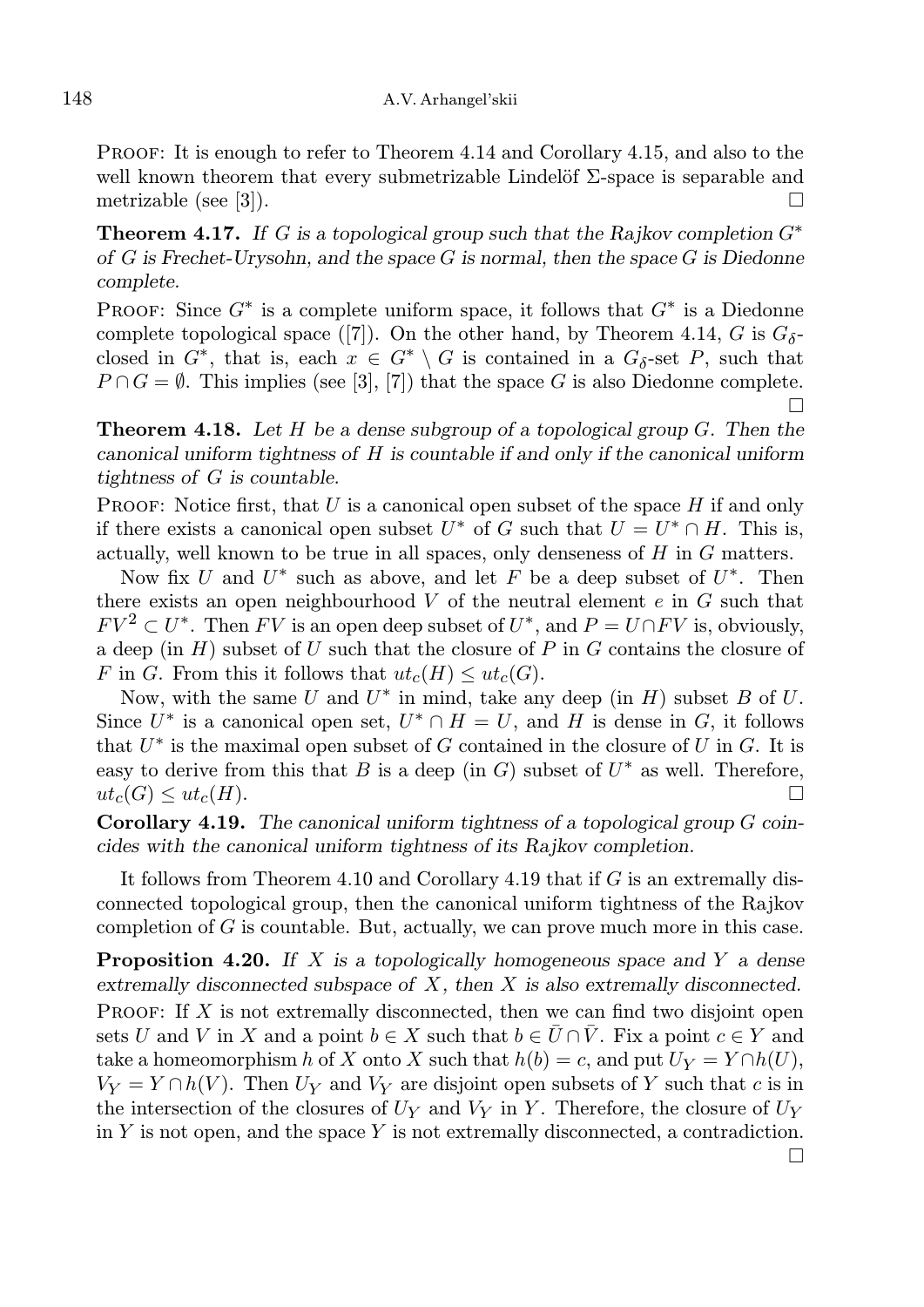PROOF: It is enough to refer to Theorem 4.14 and Corollary 4.15, and also to the well known theorem that every submetrizable Lindelöf $\Sigma$-space is separable and metrizable (see [3]). $\square$

**Theorem 4.17.** *If $G$ is a topological group such that the Rajkov completion $G^*$ of $G$ is Frechet-Urysohn, and the space $G$ is normal, then the space $G$ is Diedonne complete.*

PROOF: Since $G^*$ is a complete uniform space, it follows that $G^*$ is a Diedonne complete topological space ([7]). On the other hand, by Theorem 4.14, $G$ is $G_\delta$-closed in $G^*$, that is, each $x \in G^* \setminus G$ is contained in a $G_\delta$-set $P$, such that $P \cap G = \emptyset$. This implies (see [3], [7]) that the space $G$ is also Diedonne complete. $\square$

**Theorem 4.18.** *Let $H$ be a dense subgroup of a topological group $G$. Then the canonical uniform tightness of $H$ is countable if and only if the canonical uniform tightness of $G$ is countable.*

PROOF: Notice first, that $U$ is a canonical open subset of the space $H$ if and only if there exists a canonical open subset $U^*$ of $G$ such that $U = U^* \cap H$. This is, actually, well known to be true in all spaces, only denseness of $H$ in $G$ matters.

Now fix $U$ and $U^*$ such as above, and let $F$ be a deep subset of $U^*$. Then there exists an open neighbourhood $V$ of the neutral element $e$ in $G$ such that $FV^2 \subset U^*$. Then $FV$ is an open deep subset of $U^*$, and $P = U \cap FV$ is, obviously, a deep (in $H$) subset of $U$ such that the closure of $P$ in $G$ contains the closure of $F$ in $G$. From this it follows that $ut_c(H) \leq ut_c(G)$.

Now, with the same $U$ and $U^*$ in mind, take any deep (in $H$) subset $B$ of $U$. Since $U^*$ is a canonical open set, $U^* \cap H = U$, and $H$ is dense in $G$, it follows that $U^*$ is the maximal open subset of $G$ contained in the closure of $U$ in $G$. It is easy to derive from this that $B$ is a deep (in $G$) subset of $U^*$ as well. Therefore, $ut_c(G) \leq ut_c(H)$. $\square$

**Corollary 4.19.** *The canonical uniform tightness of a topological group $G$ coincides with the canonical uniform tightness of its Rajkov completion.*

It follows from Theorem 4.10 and Corollary 4.19 that if $G$ is an extremally disconnected topological group, then the canonical uniform tightness of the Rajkov completion of $G$ is countable. But, actually, we can prove much more in this case.

**Proposition 4.20.** *If $X$ is a topologically homogeneous space and $Y$ a dense extremally disconnected subspace of $X$, then $X$ is also extremally disconnected.*

PROOF: If $X$ is not extremally disconnected, then we can find two disjoint open sets $U$ and $V$ in $X$ and a point $b \in X$ such that $b \in \bar{U} \cap \bar{V}$. Fix a point $c \in Y$ and take a homeomorphism $h$ of $X$ onto $X$ such that $h(b) = c$, and put $U_Y = Y \cap h(U)$, $V_Y = Y \cap h(V)$. Then $U_Y$ and $V_Y$ are disjoint open subsets of $Y$ such that $c$ is in the intersection of the closures of $U_Y$ and $V_Y$ in $Y$. Therefore, the closure of $U_Y$ in $Y$ is not open, and the space $Y$ is not extremally disconnected, a contradiction. $\square$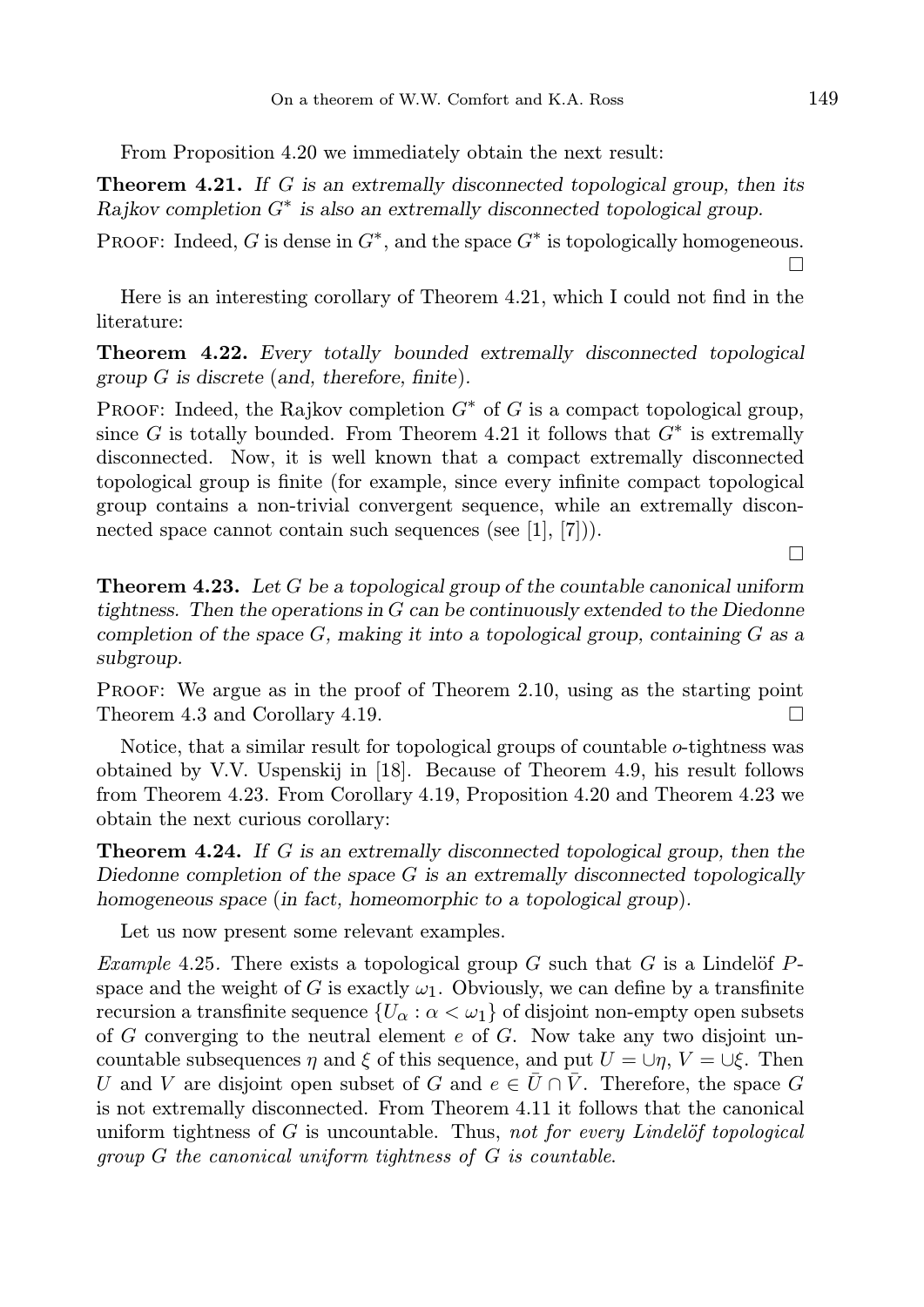From Proposition 4.20 we immediately obtain the next result:

**Theorem 4.21.** *If $G$ is an extremally disconnected topological group, then its Rajkov completion $G^*$ is also an extremally disconnected topological group.*

Proof: Indeed, $G$ is dense in $G^*$, and the space $G^*$ is topologically homogeneous. □

Here is an interesting corollary of Theorem 4.21, which I could not find in the literature:

**Theorem 4.22.** *Every totally bounded extremally disconnected topological group $G$ is discrete (and, therefore, finite).*

Proof: Indeed, the Rajkov completion $G^*$ of $G$ is a compact topological group, since $G$ is totally bounded. From Theorem 4.21 it follows that $G^*$ is extremally disconnected. Now, it is well known that a compact extremally disconnected topological group is finite (for example, since every infinite compact topological group contains a non-trivial convergent sequence, while an extremally disconnected space cannot contain such sequences (see [1], [7])). □

**Theorem 4.23.** *Let $G$ be a topological group of the countable canonical uniform tightness. Then the operations in $G$ can be continuously extended to the Diedonne completion of the space $G$, making it into a topological group, containing $G$ as a subgroup.*

Proof: We argue as in the proof of Theorem 2.10, using as the starting point Theorem 4.3 and Corollary 4.19. □

Notice, that a similar result for topological groups of countable $o$-tightness was obtained by V.V. Uspenskij in [18]. Because of Theorem 4.9, his result follows from Theorem 4.23. From Corollary 4.19, Proposition 4.20 and Theorem 4.23 we obtain the next curious corollary:

**Theorem 4.24.** *If $G$ is an extremally disconnected topological group, then the Diedonne completion of the space $G$ is an extremally disconnected topologically homogeneous space (in fact, homeomorphic to a topological group).*

Let us now present some relevant examples.

*Example* 4.25. There exists a topological group $G$ such that $G$ is a Lindelöf $P$-space and the weight of $G$ is exactly $\omega_1$. Obviously, we can define by a transfinite recursion a transfinite sequence $\{U_\alpha : \alpha < \omega_1\}$ of disjoint non-empty open subsets of $G$ converging to the neutral element $e$ of $G$. Now take any two disjoint uncountable subsequences $\eta$ and $\xi$ of this sequence, and put $U = \cup\eta$, $V = \cup\xi$. Then $U$ and $V$ are disjoint open subset of $G$ and $e \in \bar{U} \cap \bar{V}$. Therefore, the space $G$ is not extremally disconnected. From Theorem 4.11 it follows that the canonical uniform tightness of $G$ is uncountable. Thus, *not for every Lindelöf topological group $G$ the canonical uniform tightness of $G$ is countable.*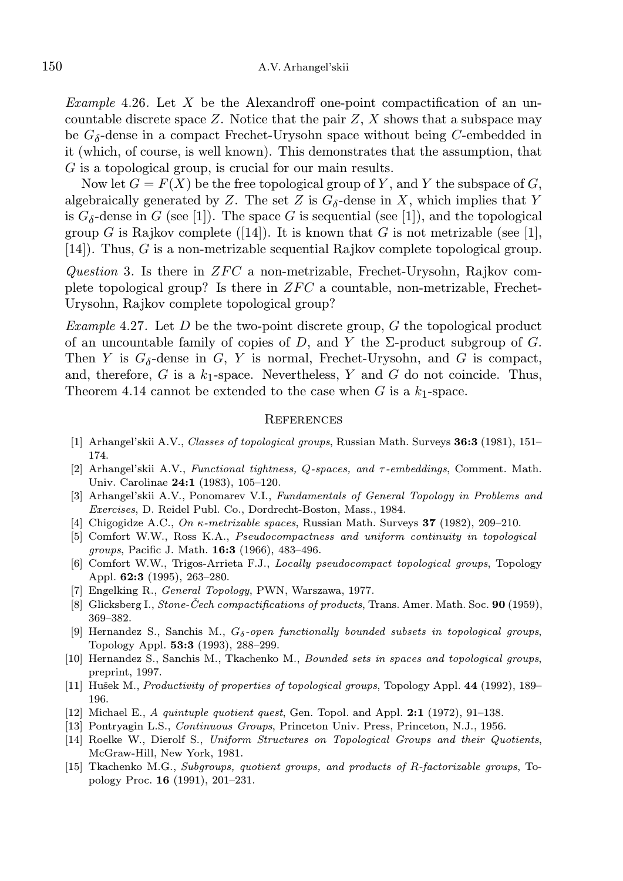*Example* 4.26. Let $X$ be the Alexandroff one-point compactification of an uncountable discrete space $Z$. Notice that the pair $Z$, $X$ shows that a subspace may be $G_\delta$-dense in a compact Frechet-Urysohn space without being $C$-embedded in it (which, of course, is well known). This demonstrates that the assumption, that $G$ is a topological group, is crucial for our main results.

Now let $G = F(X)$ be the free topological group of $Y$, and $Y$ the subspace of $G$, algebraically generated by $Z$. The set $Z$ is $G_\delta$-dense in $X$, which implies that $Y$ is $G_\delta$-dense in $G$ (see [1]). The space $G$ is sequential (see [1]), and the topological group $G$ is Rajkov complete ([14]). It is known that $G$ is not metrizable (see [1], [14]). Thus, $G$ is a non-metrizable sequential Rajkov complete topological group.

*Question* 3. Is there in $ZFC$ a non-metrizable, Frechet-Urysohn, Rajkov complete topological group? Is there in $ZFC$ a countable, non-metrizable, Frechet-Urysohn, Rajkov complete topological group?

*Example* 4.27. Let $D$ be the two-point discrete group, $G$ the topological product of an uncountable family of copies of $D$, and $Y$ the $\Sigma$-product subgroup of $G$. Then $Y$ is $G_\delta$-dense in $G$, $Y$ is normal, Frechet-Urysohn, and $G$ is compact, and, therefore, $G$ is a $k_1$-space. Nevertheless, $Y$ and $G$ do not coincide. Thus, Theorem 4.14 cannot be extended to the case when $G$ is a $k_1$-space.

## References

[1] Arhangel'skii A.V., *Classes of topological groups*, Russian Math. Surveys **36:3** (1981), 151–174.

[2] Arhangel'skii A.V., *Functional tightness, Q-spaces, and $\tau$-embeddings*, Comment. Math. Univ. Carolinae **24:1** (1983), 105–120.

[3] Arhangel'skii A.V., Ponomarev V.I., *Fundamentals of General Topology in Problems and Exercises*, D. Reidel Publ. Co., Dordrecht-Boston, Mass., 1984.

[4] Chigogidze A.C., *On $\kappa$-metrizable spaces*, Russian Math. Surveys **37** (1982), 209–210.

[5] Comfort W.W., Ross K.A., *Pseudocompactness and uniform continuity in topological groups*, Pacific J. Math. **16:3** (1966), 483–496.

[6] Comfort W.W., Trigos-Arrieta F.J., *Locally pseudocompact topological groups*, Topology Appl. **62:3** (1995), 263–280.

[7] Engelking R., *General Topology*, PWN, Warszawa, 1977.

[8] Glicksberg I., *Stone-Čech compactifications of products*, Trans. Amer. Math. Soc. **90** (1959), 369–382.

[9] Hernandez S., Sanchis M., *$G_\delta$-open functionally bounded subsets in topological groups*, Topology Appl. **53:3** (1993), 288–299.

[10] Hernandez S., Sanchis M., Tkachenko M., *Bounded sets in spaces and topological groups*, preprint, 1997.

[11] Hušek M., *Productivity of properties of topological groups*, Topology Appl. **44** (1992), 189–196.

[12] Michael E., *A quintuple quotient quest*, Gen. Topol. and Appl. **2:1** (1972), 91–138.

[13] Pontryagin L.S., *Continuous Groups*, Princeton Univ. Press, Princeton, N.J., 1956.

[14] Roelke W., Dierolf S., *Uniform Structures on Topological Groups and their Quotients*, McGraw-Hill, New York, 1981.

[15] Tkachenko M.G., *Subgroups, quotient groups, and products of R-factorizable groups*, Topology Proc. **16** (1991), 201–231.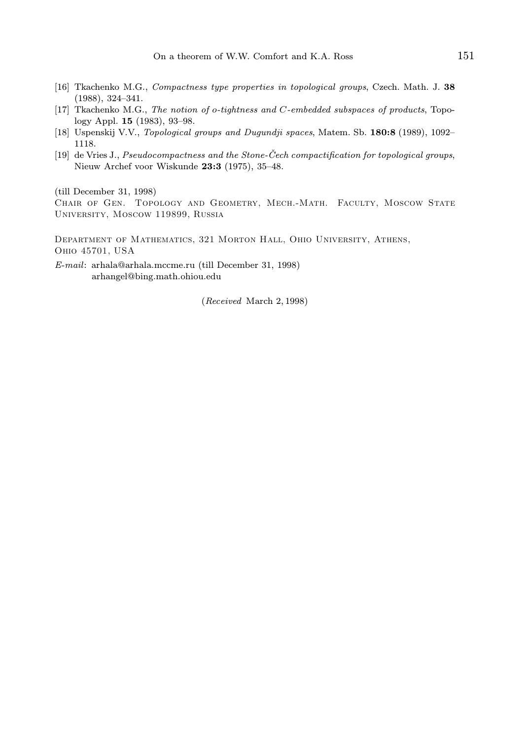[16] Tkachenko M.G., *Compactness type properties in topological groups*, Czech. Math. J. **38** (1988), 324–341.

[17] Tkachenko M.G., *The notion of o-tightness and C-embedded subspaces of products*, Topology Appl. **15** (1983), 93–98.

[18] Uspenskij V.V., *Topological groups and Dugundji spaces*, Matem. Sb. **180:8** (1989), 1092–1118.

[19] de Vries J., *Pseudocompactness and the Stone-Čech compactification for topological groups*, Nieuw Archef voor Wiskunde **23:3** (1975), 35–48.

(till December 31, 1998)
Chair of Gen. Topology and Geometry, Mech.-Math. Faculty, Moscow State University, Moscow 119899, Russia

Department of Mathematics, 321 Morton Hall, Ohio University, Athens, Ohio 45701, USA

*E-mail*: arhala@arhala.mccme.ru (till December 31, 1998)
arhangel@bing.math.ohiou.edu

(*Received* March 2, 1998)